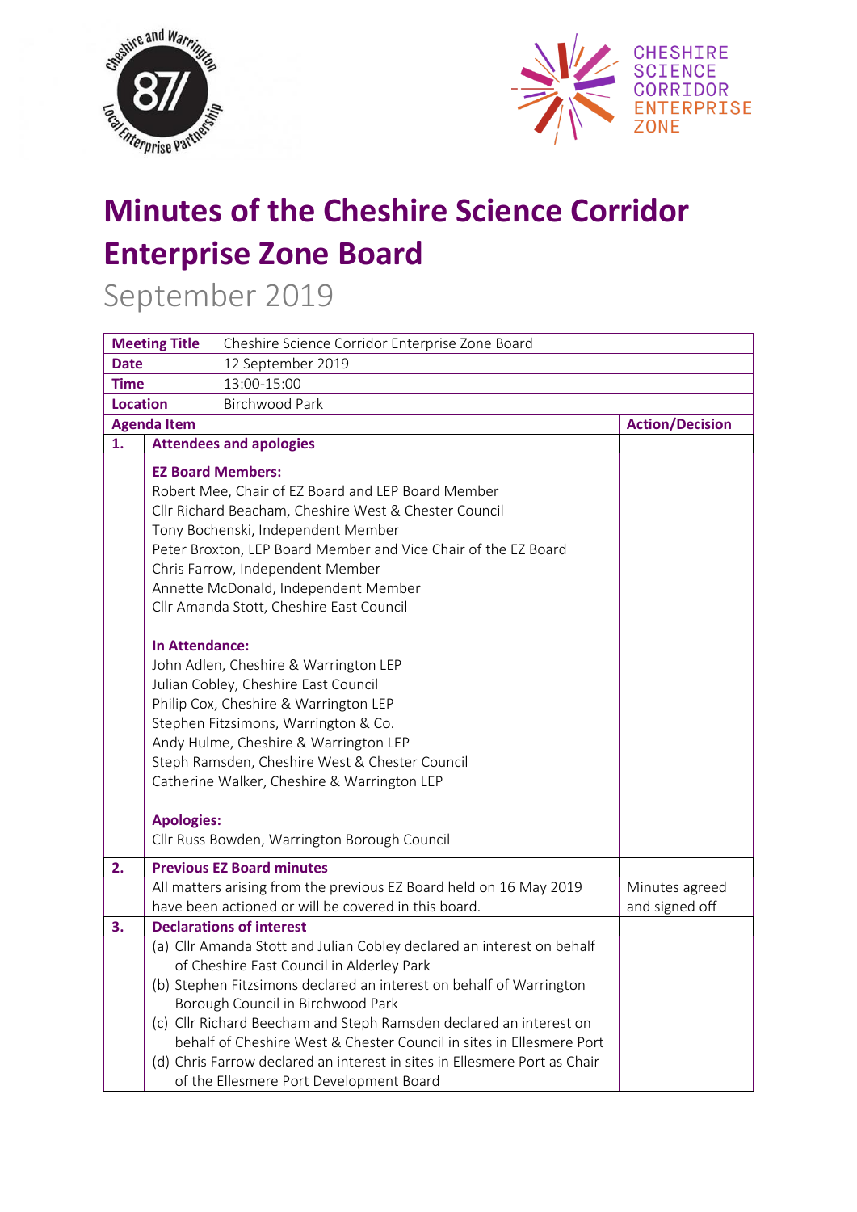# Minutes of the Cheshire Science Corridor Enterprise Zone Board

September 2019

| Meeting Title | Cheshire Science Corridor Enterprise Zone Board | |
|---|---|---|
| Date | 12 September 2019 | |
| Time | 13:00-15:00 | |
| Location | Birchwood Park | |
| **Agenda Item** | | **Action/Decision** |
| **1.** | **Attendees and apologies**<br><br>**EZ Board Members:**<br>Robert Mee, Chair of EZ Board and LEP Board Member<br>Cllr Richard Beacham, Cheshire West & Chester Council<br>Tony Bochenski, Independent Member<br>Peter Broxton, LEP Board Member and Vice Chair of the EZ Board<br>Chris Farrow, Independent Member<br>Annette McDonald, Independent Member<br>Cllr Amanda Stott, Cheshire East Council<br><br>**In Attendance:**<br>John Adlen, Cheshire & Warrington LEP<br>Julian Cobley, Cheshire East Council<br>Philip Cox, Cheshire & Warrington LEP<br>Stephen Fitzsimons, Warrington & Co.<br>Andy Hulme, Cheshire & Warrington LEP<br>Steph Ramsden, Cheshire West & Chester Council<br>Catherine Walker, Cheshire & Warrington LEP<br><br>**Apologies:**<br>Cllr Russ Bowden, Warrington Borough Council | |
| **2.** | **Previous EZ Board minutes**<br>All matters arising from the previous EZ Board held on 16 May 2019 have been actioned or will be covered in this board. | Minutes agreed and signed off |
| **3.** | **Declarations of interest**<br>(a) Cllr Amanda Stott and Julian Cobley declared an interest on behalf of Cheshire East Council in Alderley Park<br>(b) Stephen Fitzsimons declared an interest on behalf of Warrington Borough Council in Birchwood Park<br>(c) Cllr Richard Beecham and Steph Ramsden declared an interest on behalf of Cheshire West & Chester Council in sites in Ellesmere Port<br>(d) Chris Farrow declared an interest in sites in Ellesmere Port as Chair of the Ellesmere Port Development Board | |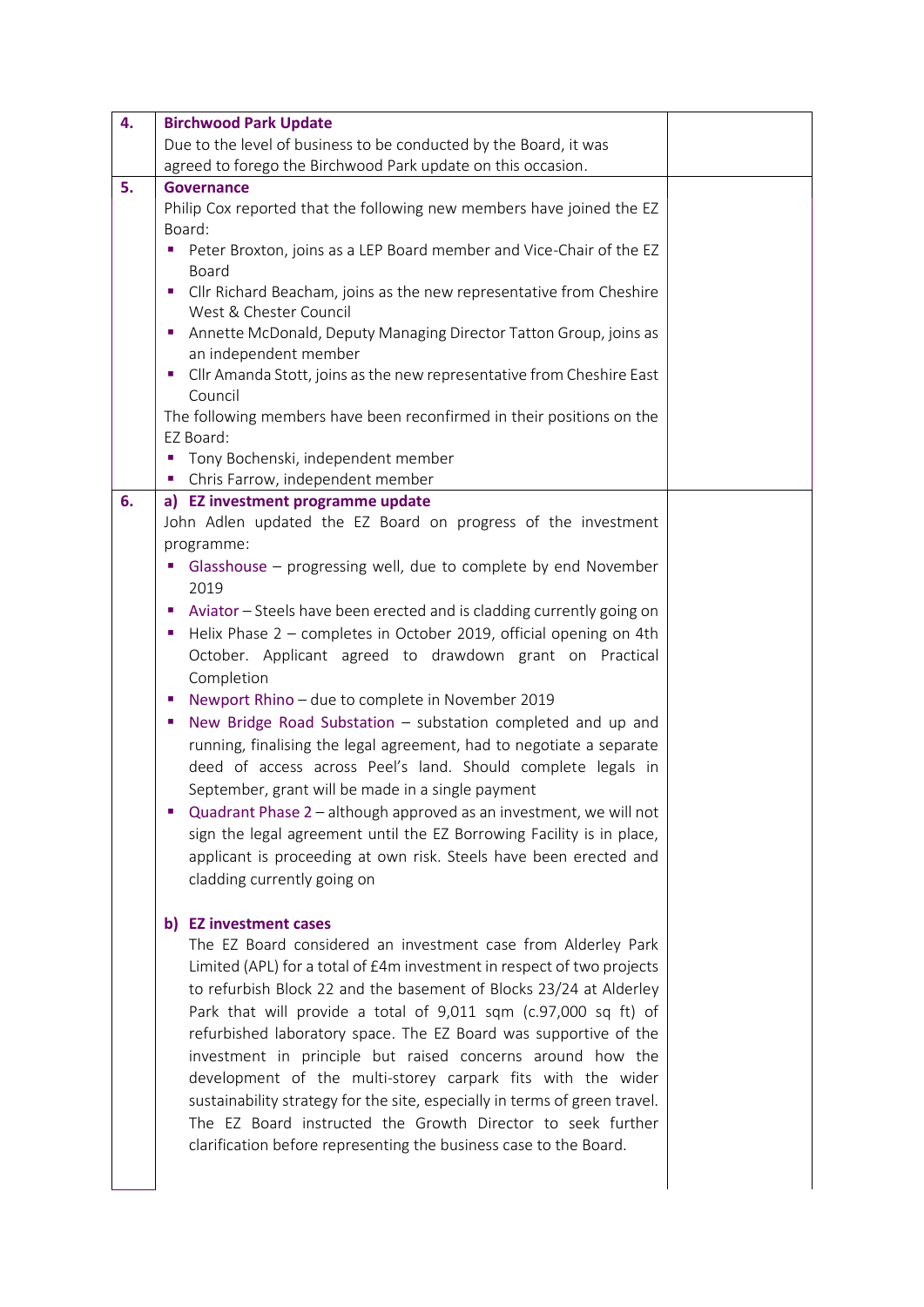| | | |
|---|---|---|
| **4.** | **Birchwood Park Update**<br>Due to the level of business to be conducted by the Board, it was agreed to forego the Birchwood Park update on this occasion. | |
| **5.** | **Governance**<br>Philip Cox reported that the following new members have joined the EZ Board:<br>▪ Peter Broxton, joins as a LEP Board member and Vice-Chair of the EZ Board<br>▪ Cllr Richard Beacham, joins as the new representative from Cheshire West & Chester Council<br>▪ Annette McDonald, Deputy Managing Director Tatton Group, joins as an independent member<br>▪ Cllr Amanda Stott, joins as the new representative from Cheshire East Council<br>The following members have been reconfirmed in their positions on the EZ Board:<br>▪ Tony Bochenski, independent member<br>▪ Chris Farrow, independent member | |
| **6.** | **a) EZ investment programme update**<br>John Adlen updated the EZ Board on progress of the investment programme:<br>▪ Glasshouse – progressing well, due to complete by end November 2019<br>▪ Aviator – Steels have been erected and is cladding currently going on<br>▪ Helix Phase 2 – completes in October 2019, official opening on 4th October. Applicant agreed to drawdown grant on Practical Completion<br>▪ Newport Rhino – due to complete in November 2019<br>▪ New Bridge Road Substation – substation completed and up and running, finalising the legal agreement, had to negotiate a separate deed of access across Peel's land. Should complete legals in September, grant will be made in a single payment<br>▪ Quadrant Phase 2 – although approved as an investment, we will not sign the legal agreement until the EZ Borrowing Facility is in place, applicant is proceeding at own risk. Steels have been erected and cladding currently going on<br><br>**b) EZ investment cases**<br>The EZ Board considered an investment case from Alderley Park Limited (APL) for a total of £4m investment in respect of two projects to refurbish Block 22 and the basement of Blocks 23/24 at Alderley Park that will provide a total of 9,011 sqm (c.97,000 sq ft) of refurbished laboratory space. The EZ Board was supportive of the investment in principle but raised concerns around how the development of the multi-storey carpark fits with the wider sustainability strategy for the site, especially in terms of green travel. The EZ Board instructed the Growth Director to seek further clarification before representing the business case to the Board. | |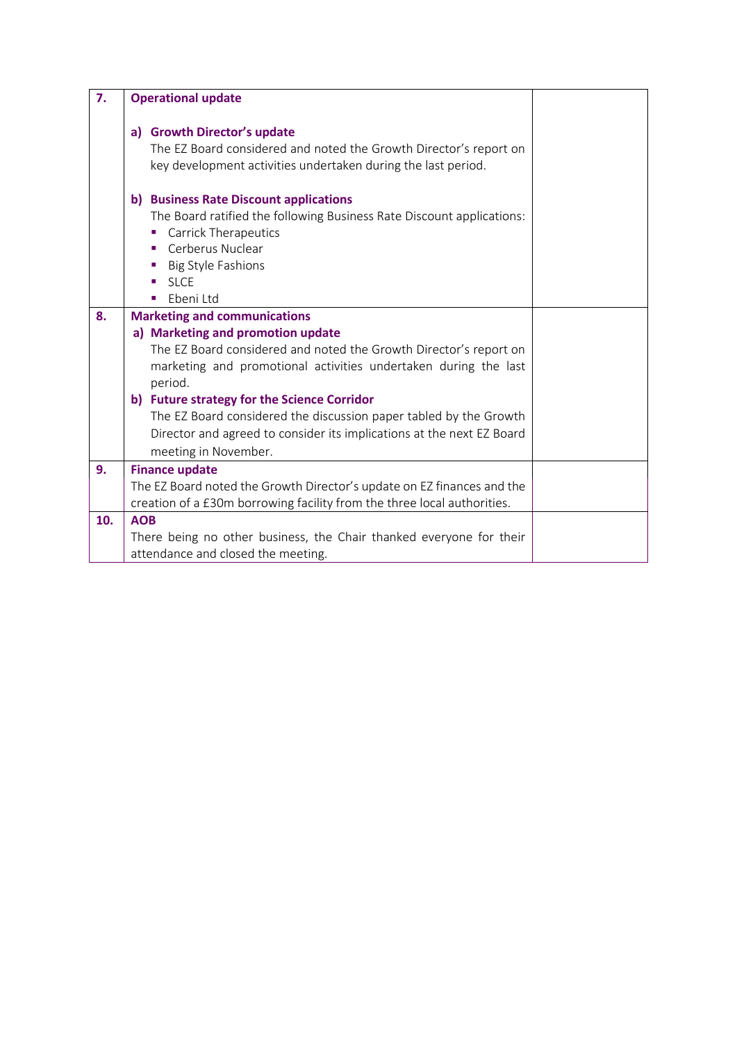| | | |
|---|---|---|
| **7.** | **Operational update**<br><br>**a) Growth Director's update**<br>The EZ Board considered and noted the Growth Director's report on key development activities undertaken during the last period.<br><br>**b) Business Rate Discount applications**<br>The Board ratified the following Business Rate Discount applications:<br>- Carrick Therapeutics<br>- Cerberus Nuclear<br>- Big Style Fashions<br>- SLCE<br>- Ebeni Ltd | |
| **8.** | **Marketing and communications**<br>**a) Marketing and promotion update**<br>The EZ Board considered and noted the Growth Director's report on marketing and promotional activities undertaken during the last period.<br>**b) Future strategy for the Science Corridor**<br>The EZ Board considered the discussion paper tabled by the Growth Director and agreed to consider its implications at the next EZ Board meeting in November. | |
| **9.** | **Finance update**<br>The EZ Board noted the Growth Director's update on EZ finances and the creation of a £30m borrowing facility from the three local authorities. | |
| **10.** | **AOB**<br>There being no other business, the Chair thanked everyone for their attendance and closed the meeting. | |